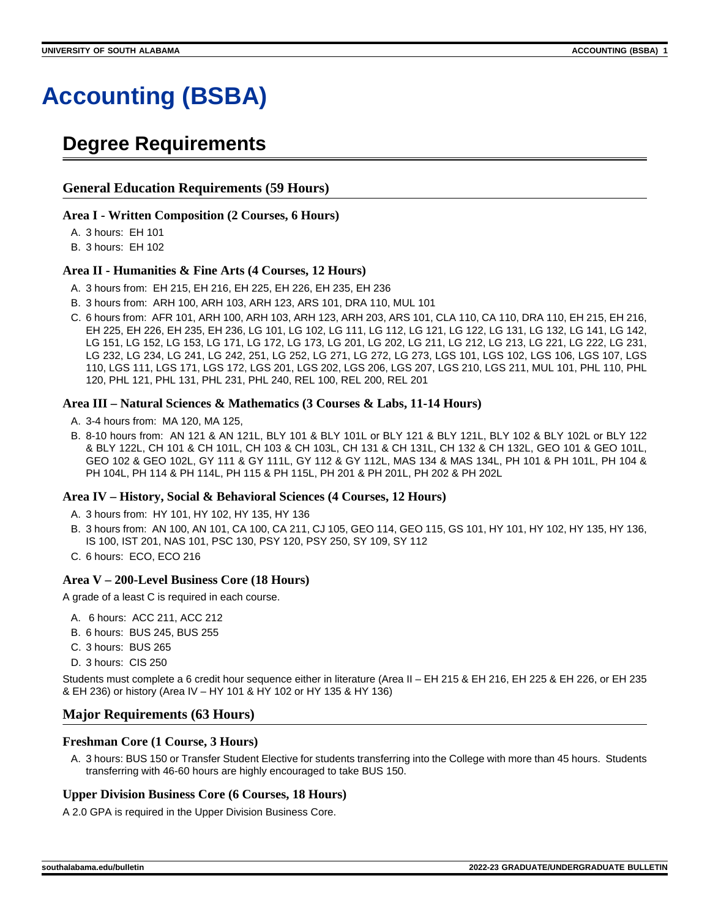# Accounting (BSBA)

## Degree Requirements

### General Education Requirements (59 Hours)

#### Area I - Written Composition (2 Courses, 6 Hours)

A. 3 hours: EH 101
B. 3 hours: EH 102

#### Area II - Humanities & Fine Arts (4 Courses, 12 Hours)

A. 3 hours from: EH 215, EH 216, EH 225, EH 226, EH 235, EH 236
B. 3 hours from: ARH 100, ARH 103, ARH 123, ARS 101, DRA 110, MUL 101
C. 6 hours from: AFR 101, ARH 100, ARH 103, ARH 123, ARH 203, ARS 101, CLA 110, CA 110, DRA 110, EH 215, EH 216, EH 225, EH 226, EH 235, EH 236, LG 101, LG 102, LG 111, LG 112, LG 121, LG 122, LG 131, LG 132, LG 141, LG 142, LG 151, LG 152, LG 153, LG 171, LG 172, LG 173, LG 201, LG 202, LG 211, LG 212, LG 213, LG 221, LG 222, LG 231, LG 232, LG 234, LG 241, LG 242, 251, LG 252, LG 271, LG 272, LG 273, LGS 101, LGS 102, LGS 106, LGS 107, LGS 110, LGS 111, LGS 171, LGS 172, LGS 201, LGS 202, LGS 206, LGS 207, LGS 210, LGS 211, MUL 101, PHL 110, PHL 120, PHL 121, PHL 131, PHL 231, PHL 240, REL 100, REL 200, REL 201

#### Area III – Natural Sciences & Mathematics (3 Courses & Labs, 11-14 Hours)

A. 3-4 hours from: MA 120, MA 125,
B. 8-10 hours from: AN 121 & AN 121L, BLY 101 & BLY 101L or BLY 121 & BLY 121L, BLY 102 & BLY 102L or BLY 122 & BLY 122L, CH 101 & CH 101L, CH 103 & CH 103L, CH 131 & CH 131L, CH 132 & CH 132L, GEO 101 & GEO 101L, GEO 102 & GEO 102L, GY 111 & GY 111L, GY 112 & GY 112L, MAS 134 & MAS 134L, PH 101 & PH 101L, PH 104 & PH 104L, PH 114 & PH 114L, PH 115 & PH 115L, PH 201 & PH 201L, PH 202 & PH 202L

#### Area IV – History, Social & Behavioral Sciences (4 Courses, 12 Hours)

A. 3 hours from: HY 101, HY 102, HY 135, HY 136
B. 3 hours from: AN 100, AN 101, CA 100, CA 211, CJ 105, GEO 114, GEO 115, GS 101, HY 101, HY 102, HY 135, HY 136, IS 100, IST 201, NAS 101, PSC 130, PSY 120, PSY 250, SY 109, SY 112
C. 6 hours: ECO, ECO 216

#### Area V – 200-Level Business Core (18 Hours)

A grade of a least C is required in each course.

A. 6 hours: ACC 211, ACC 212
B. 6 hours: BUS 245, BUS 255
C. 3 hours: BUS 265
D. 3 hours: CIS 250

Students must complete a 6 credit hour sequence either in literature (Area II – EH 215 & EH 216, EH 225 & EH 226, or EH 235 & EH 236) or history (Area IV – HY 101 & HY 102 or HY 135 & HY 136)

### Major Requirements (63 Hours)

#### Freshman Core (1 Course, 3 Hours)

A. 3 hours: BUS 150 or Transfer Student Elective for students transferring into the College with more than 45 hours. Students transferring with 46-60 hours are highly encouraged to take BUS 150.

#### Upper Division Business Core (6 Courses, 18 Hours)

A 2.0 GPA is required in the Upper Division Business Core.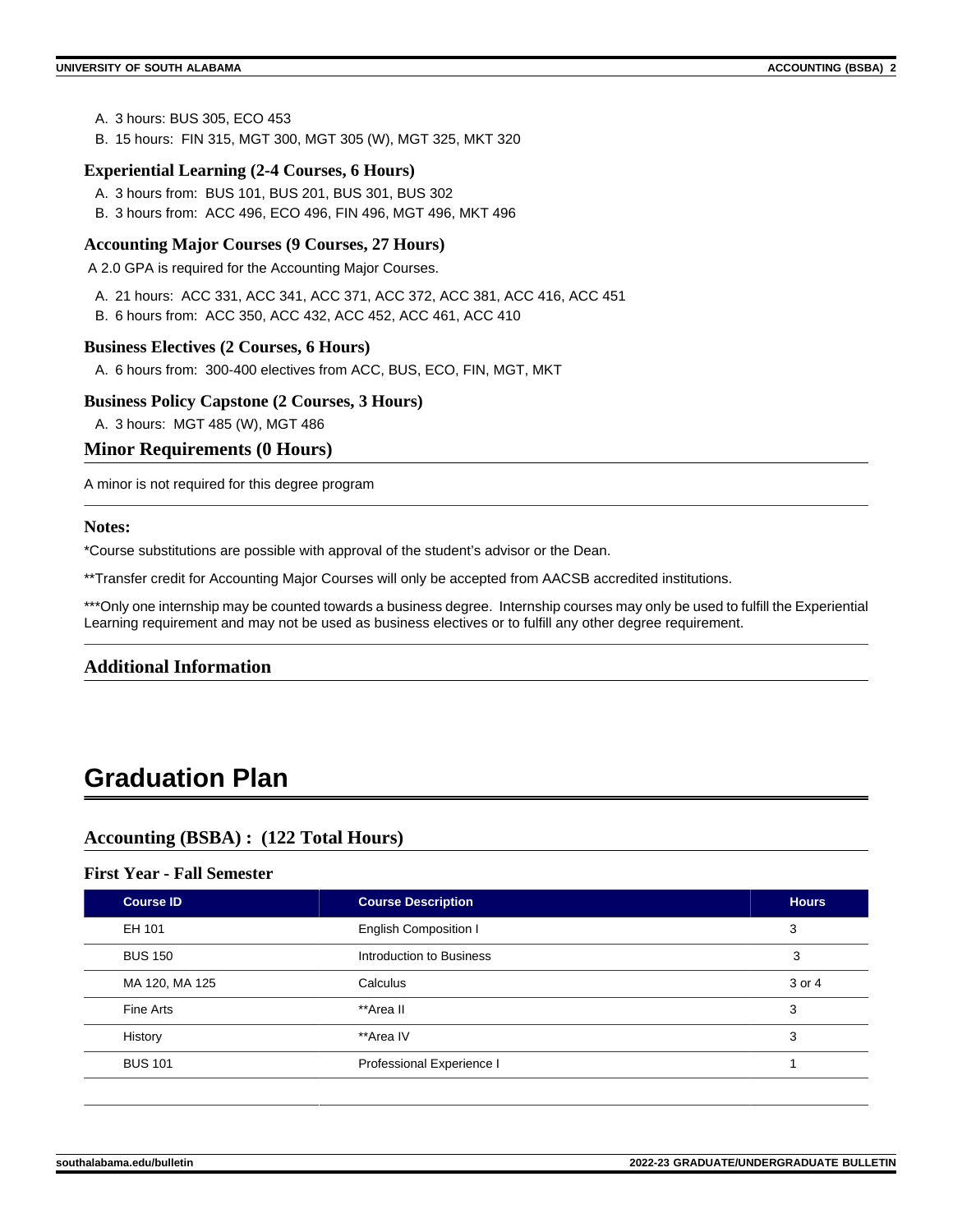A. 3 hours: BUS 305, ECO 453
B. 15 hours: FIN 315, MGT 300, MGT 305 (W), MGT 325, MKT 320

### Experiential Learning (2-4 Courses, 6 Hours)

A. 3 hours from: BUS 101, BUS 201, BUS 301, BUS 302
B. 3 hours from: ACC 496, ECO 496, FIN 496, MGT 496, MKT 496

### Accounting Major Courses (9 Courses, 27 Hours)

A 2.0 GPA is required for the Accounting Major Courses.

A. 21 hours: ACC 331, ACC 341, ACC 371, ACC 372, ACC 381, ACC 416, ACC 451
B. 6 hours from: ACC 350, ACC 432, ACC 452, ACC 461, ACC 410

### Business Electives (2 Courses, 6 Hours)

A. 6 hours from: 300-400 electives from ACC, BUS, ECO, FIN, MGT, MKT

### Business Policy Capstone (2 Courses, 3 Hours)

A. 3 hours: MGT 485 (W), MGT 486

## Minor Requirements (0 Hours)

A minor is not required for this degree program

### Notes:

*Course substitutions are possible with approval of the student's advisor or the Dean.

**Transfer credit for Accounting Major Courses will only be accepted from AACSB accredited institutions.

***Only one internship may be counted towards a business degree. Internship courses may only be used to fulfill the Experiential Learning requirement and may not be used as business electives or to fulfill any other degree requirement.

## Additional Information

# Graduation Plan

## Accounting (BSBA) : (122 Total Hours)

### First Year - Fall Semester

| Course ID | Course Description | Hours |
|---|---|---|
| EH 101 | English Composition I | 3 |
| BUS 150 | Introduction to Business | 3 |
| MA 120, MA 125 | Calculus | 3 or 4 |
| Fine Arts | **Area II | 3 |
| History | **Area IV | 3 |
| BUS 101 | Professional Experience I | 1 |
| | | |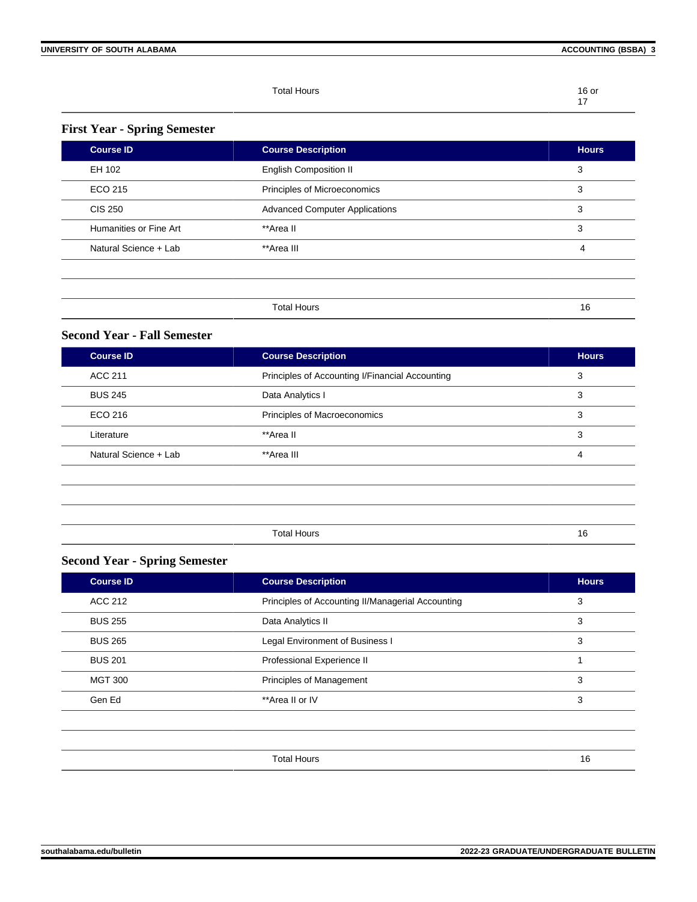| | Total Hours | 16 or 17 |
|---|---|---|

### First Year - Spring Semester

| Course ID | Course Description | Hours |
|---|---|---|
| EH 102 | English Composition II | 3 |
| ECO 215 | Principles of Microeconomics | 3 |
| CIS 250 | Advanced Computer Applications | 3 |
| Humanities or Fine Art | **Area II | 3 |
| Natural Science + Lab | **Area III | 4 |
| | | |
| | | |
| | Total Hours | 16 |

### Second Year - Fall Semester

| Course ID | Course Description | Hours |
|---|---|---|
| ACC 211 | Principles of Accounting I/Financial Accounting | 3 |
| BUS 245 | Data Analytics I | 3 |
| ECO 216 | Principles of Macroeconomics | 3 |
| Literature | **Area II | 3 |
| Natural Science + Lab | **Area III | 4 |
| | | |
| | | |
| | | |
| | Total Hours | 16 |

### Second Year - Spring Semester

| Course ID | Course Description | Hours |
|---|---|---|
| ACC 212 | Principles of Accounting II/Managerial Accounting | 3 |
| BUS 255 | Data Analytics II | 3 |
| BUS 265 | Legal Environment of Business I | 3 |
| BUS 201 | Professional Experience II | 1 |
| MGT 300 | Principles of Management | 3 |
| Gen Ed | **Area II or IV | 3 |
| | | |
| | | |
| | Total Hours | 16 |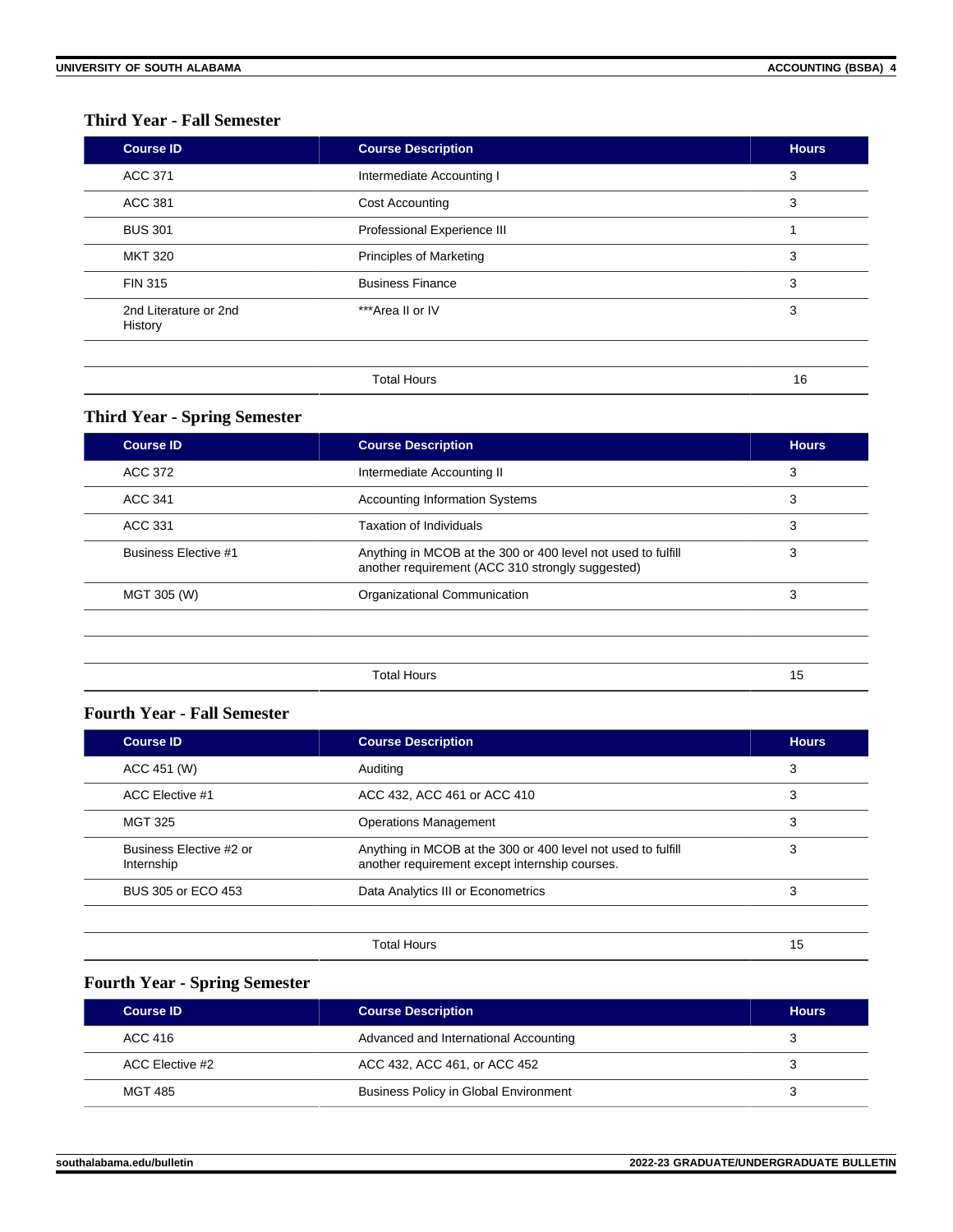### Third Year - Fall Semester

| Course ID | Course Description | Hours |
|---|---|---|
| ACC 371 | Intermediate Accounting I | 3 |
| ACC 381 | Cost Accounting | 3 |
| BUS 301 | Professional Experience III | 1 |
| MKT 320 | Principles of Marketing | 3 |
| FIN 315 | Business Finance | 3 |
| 2nd Literature or 2nd History | ***Area II or IV | 3 |
| | | |
| | Total Hours | 16 |

### Third Year - Spring Semester

| Course ID | Course Description | Hours |
|---|---|---|
| ACC 372 | Intermediate Accounting II | 3 |
| ACC 341 | Accounting Information Systems | 3 |
| ACC 331 | Taxation of Individuals | 3 |
| Business Elective #1 | Anything in MCOB at the 300 or 400 level not used to fulfill another requirement (ACC 310 strongly suggested) | 3 |
| MGT 305 (W) | Organizational Communication | 3 |
| | | |
| | | |
| | Total Hours | 15 |

### Fourth Year - Fall Semester

| Course ID | Course Description | Hours |
|---|---|---|
| ACC 451 (W) | Auditing | 3 |
| ACC Elective #1 | ACC 432, ACC 461 or ACC 410 | 3 |
| MGT 325 | Operations Management | 3 |
| Business Elective #2 or Internship | Anything in MCOB at the 300 or 400 level not used to fulfill another requirement except internship courses. | 3 |
| BUS 305 or ECO 453 | Data Analytics III or Econometrics | 3 |
| | | |
| | Total Hours | 15 |

### Fourth Year - Spring Semester

| Course ID | Course Description | Hours |
|---|---|---|
| ACC 416 | Advanced and International Accounting | 3 |
| ACC Elective #2 | ACC 432, ACC 461, or ACC 452 | 3 |
| MGT 485 | Business Policy in Global Environment | 3 |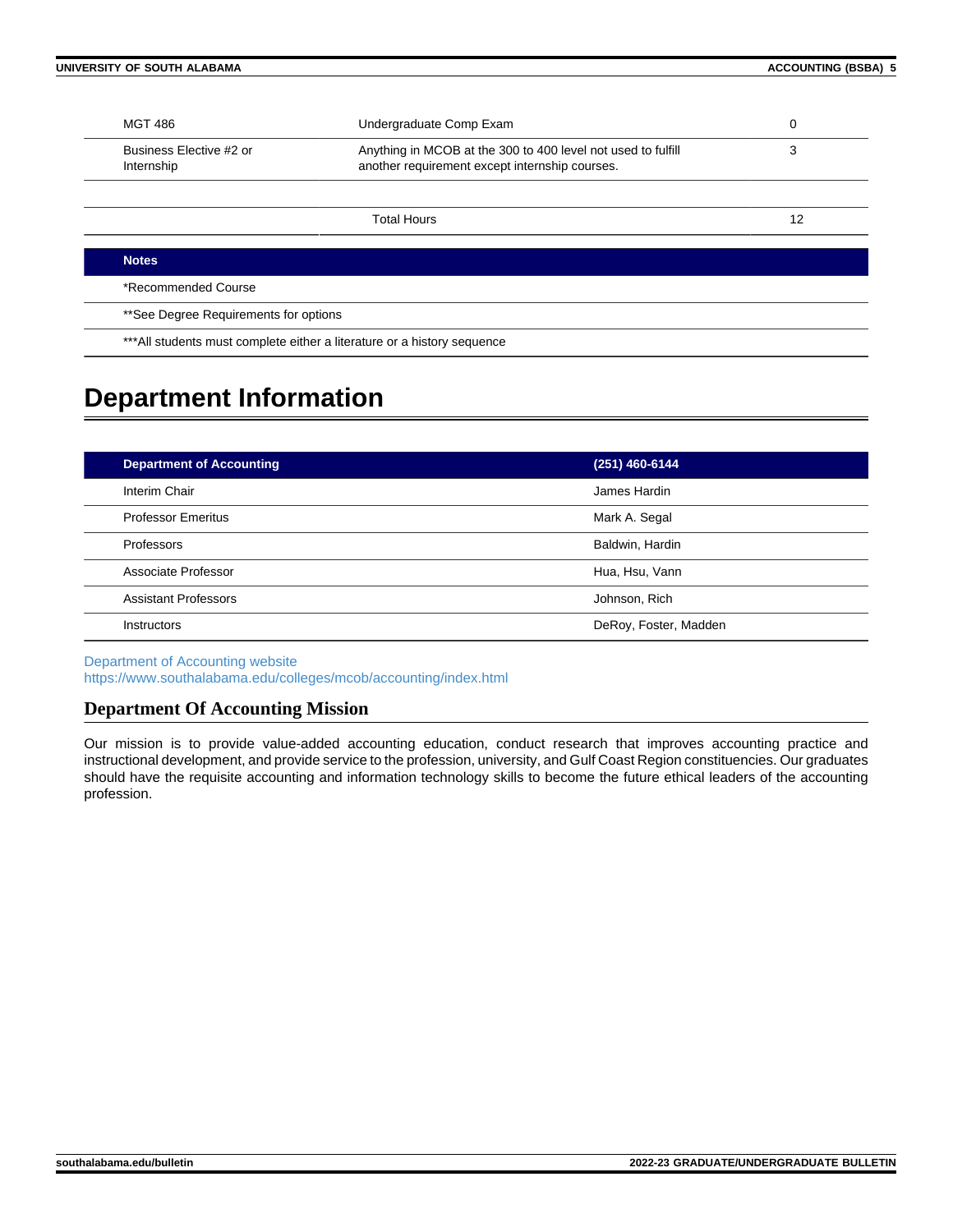| | | |
|---|---|---|
| MGT 486 | Undergraduate Comp Exam | 0 |
| Business Elective #2 or Internship | Anything in MCOB at the 300 to 400 level not used to fulfill another requirement except internship courses. | 3 |
| | | |
| | Total Hours | 12 |

| Notes |
|---|
| *Recommended Course |
| **See Degree Requirements for options |
| ***All students must complete either a literature or a history sequence |

# Department Information

| Department of Accounting | (251) 460-6144 |
|---|---|
| Interim Chair | James Hardin |
| Professor Emeritus | Mark A. Segal |
| Professors | Baldwin, Hardin |
| Associate Professor | Hua, Hsu, Vann |
| Assistant Professors | Johnson, Rich |
| Instructors | DeRoy, Foster, Madden |

Department of Accounting website
https://www.southalabama.edu/colleges/mcob/accounting/index.html

## Department Of Accounting Mission

Our mission is to provide value-added accounting education, conduct research that improves accounting practice and instructional development, and provide service to the profession, university, and Gulf Coast Region constituencies. Our graduates should have the requisite accounting and information technology skills to become the future ethical leaders of the accounting profession.